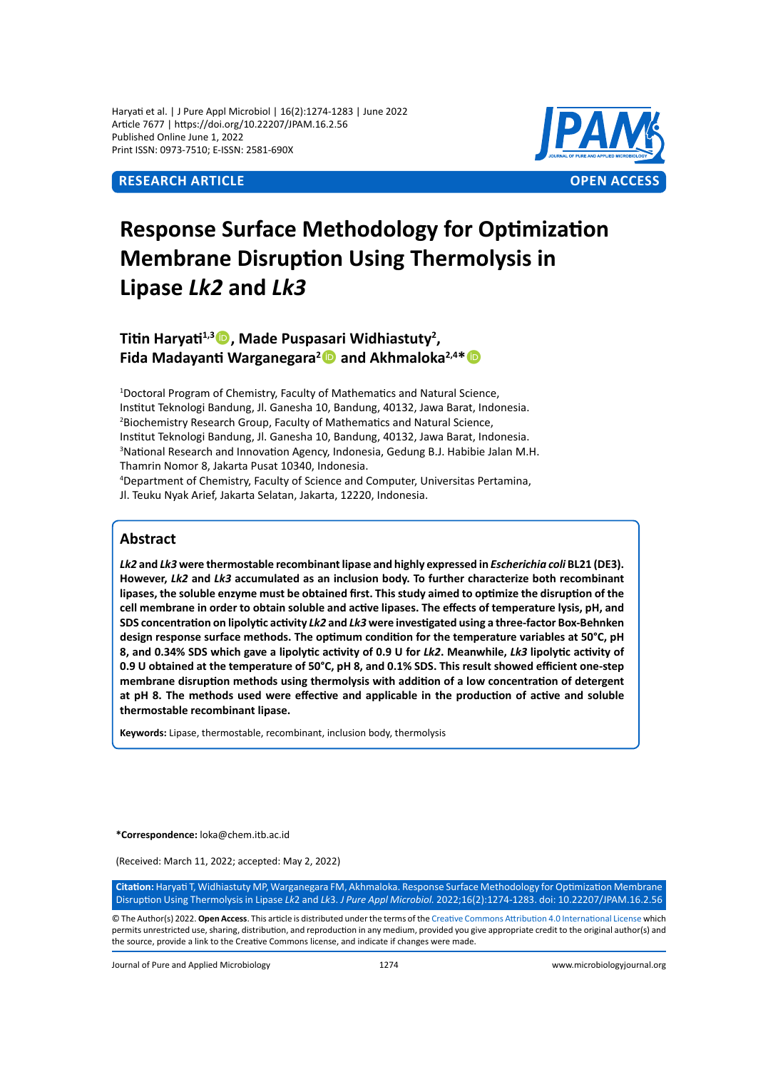RESEARCH ARTICLE | OPEN ACCESS

# Response Surface Methodology for Optimization Membrane Disruption Using Thermolysis in Lipase *Lk2* and *Lk3*

**Titin Haryati[1,3], Made Puspasari Widhiastuty[2], Fida Madayanti Warganegara[2] and Akhmaloka[2,4]***

[1]Doctoral Program of Chemistry, Faculty of Mathematics and Natural Science, Institut Teknologi Bandung, Jl. Ganesha 10, Bandung, 40132, Jawa Barat, Indonesia.
[2]Biochemistry Research Group, Faculty of Mathematics and Natural Science, Institut Teknologi Bandung, Jl. Ganesha 10, Bandung, 40132, Jawa Barat, Indonesia.
[3]National Research and Innovation Agency, Indonesia, Gedung B.J. Habibie Jalan M.H. Thamrin Nomor 8, Jakarta Pusat 10340, Indonesia.
[4]Department of Chemistry, Faculty of Science and Computer, Universitas Pertamina, Jl. Teuku Nyak Arief, Jakarta Selatan, Jakarta, 12220, Indonesia.

## Abstract

***Lk2* and *Lk3* were thermostable recombinant lipase and highly expressed in *Escherichia coli* BL21 (DE3). However, *Lk2* and *Lk3* accumulated as an inclusion body. To further characterize both recombinant lipases, the soluble enzyme must be obtained first. This study aimed to optimize the disruption of the cell membrane in order to obtain soluble and active lipases. The effects of temperature lysis, pH, and SDS concentration on lipolytic activity *Lk2* and *Lk3* were investigated using a three-factor Box-Behnken design response surface methods. The optimum condition for the temperature variables at 50°C, pH 8, and 0.34% SDS which gave a lipolytic activity of 0.9 U for *Lk2*. Meanwhile, *Lk3* lipolytic activity of 0.9 U obtained at the temperature of 50°C, pH 8, and 0.1% SDS. This result showed efficient one-step membrane disruption methods using thermolysis with addition of a low concentration of detergent at pH 8. The methods used were effective and applicable in the production of active and soluble thermostable recombinant lipase.**

**Keywords:** Lipase, thermostable, recombinant, inclusion body, thermolysis

***Correspondence:** loka@chem.itb.ac.id

(Received: March 11, 2022; accepted: May 2, 2022)

**Citation:** Haryati T, Widhiastuty MP, Warganegara FM, Akhmaloka. Response Surface Methodology for Optimization Membrane Disruption Using Thermolysis in Lipase *Lk2* and *Lk3*. *J Pure Appl Microbiol.* 2022;16(2):1274-1283. doi: 10.22207/JPAM.16.2.56

© The Author(s) 2022. **Open Access**. This article is distributed under the terms of the Creative Commons Attribution 4.0 International License which permits unrestricted use, sharing, distribution, and reproduction in any medium, provided you give appropriate credit to the original author(s) and the source, provide a link to the Creative Commons license, and indicate if changes were made.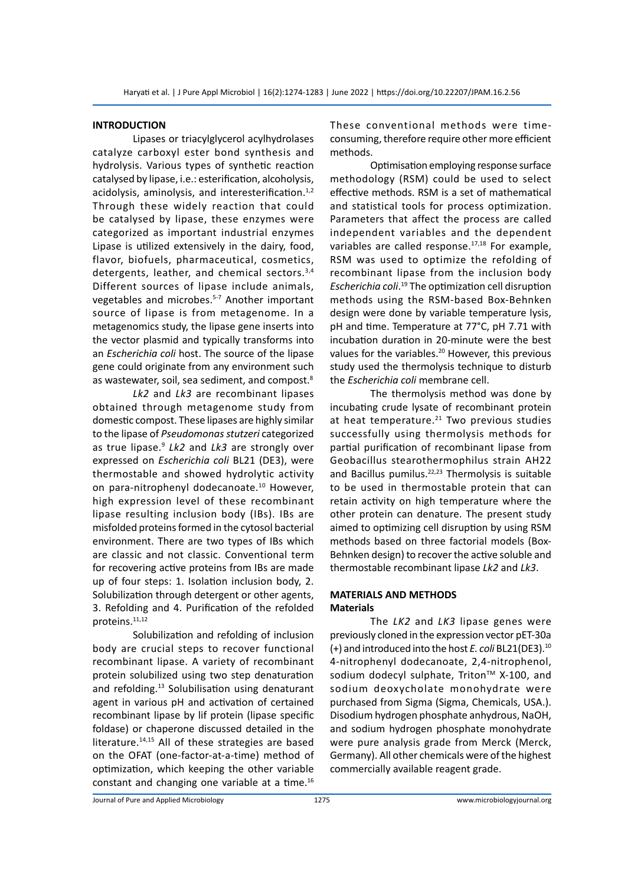## INTRODUCTION

Lipases or triacylglycerol acylhydrolases catalyze carboxyl ester bond synthesis and hydrolysis. Various types of synthetic reaction catalysed by lipase, i.e.: esterification, alcoholysis, acidolysis, aminolysis, and interesterification.[1,2] Through these widely reaction that could be catalysed by lipase, these enzymes were categorized as important industrial enzymes Lipase is utilized extensively in the dairy, food, flavor, biofuels, pharmaceutical, cosmetics, detergents, leather, and chemical sectors.[3,4] Different sources of lipase include animals, vegetables and microbes.[5-7] Another important source of lipase is from metagenome. In a metagenomics study, the lipase gene inserts into the vector plasmid and typically transforms into an *Escherichia coli* host. The source of the lipase gene could originate from any environment such as wastewater, soil, sea sediment, and compost.[8]

*Lk2* and *Lk3* are recombinant lipases obtained through metagenome study from domestic compost. These lipases are highly similar to the lipase of *Pseudomonas stutzeri* categorized as true lipase.[9] *Lk2* and *Lk3* are strongly over expressed on *Escherichia coli* BL21 (DE3), were thermostable and showed hydrolytic activity on para-nitrophenyl dodecanoate.[10] However, high expression level of these recombinant lipase resulting inclusion body (IBs). IBs are misfolded proteins formed in the cytosol bacterial environment. There are two types of IBs which are classic and not classic. Conventional term for recovering active proteins from IBs are made up of four steps: 1. Isolation inclusion body, 2. Solubilization through detergent or other agents, 3. Refolding and 4. Purification of the refolded proteins.[11,12]

Solubilization and refolding of inclusion body are crucial steps to recover functional recombinant lipase. A variety of recombinant protein solubilized using two step denaturation and refolding.[13] Solubilisation using denaturant agent in various pH and activation of certained recombinant lipase by lif protein (lipase specific foldase) or chaperone discussed detailed in the literature.[14,15] All of these strategies are based on the OFAT (one-factor-at-a-time) method of optimization, which keeping the other variable constant and changing one variable at a time.[16] These conventional methods were time-consuming, therefore require other more efficient methods.

Optimisation employing response surface methodology (RSM) could be used to select effective methods. RSM is a set of mathematical and statistical tools for process optimization. Parameters that affect the process are called independent variables and the dependent variables are called response.[17,18] For example, RSM was used to optimize the refolding of recombinant lipase from the inclusion body *Escherichia coli*.[19] The optimization cell disruption methods using the RSM-based Box-Behnken design were done by variable temperature lysis, pH and time. Temperature at 77°C, pH 7.71 with incubation duration in 20-minute were the best values for the variables.[20] However, this previous study used the thermolysis technique to disturb the *Escherichia coli* membrane cell.

The thermolysis method was done by incubating crude lysate of recombinant protein at heat temperature.[21] Two previous studies successfully using thermolysis methods for partial purification of recombinant lipase from Geobacillus stearothermophilus strain AH22 and Bacillus pumilus.[22,23] Thermolysis is suitable to be used in thermostable protein that can retain activity on high temperature where the other protein can denature. The present study aimed to optimizing cell disruption by using RSM methods based on three factorial models (Box-Behnken design) to recover the active soluble and thermostable recombinant lipase *Lk2* and *Lk3*.

## MATERIALS AND METHODS

### Materials

The *LK2* and *LK3* lipase genes were previously cloned in the expression vector pET-30a (+) and introduced into the host *E. coli* BL21(DE3).[10] 4-nitrophenyl dodecanoate, 2,4-nitrophenol, sodium dodecyl sulphate, Triton™ X-100, and sodium deoxycholate monohydrate were purchased from Sigma (Sigma, Chemicals, USA.). Disodium hydrogen phosphate anhydrous, NaOH, and sodium hydrogen phosphate monohydrate were pure analysis grade from Merck (Merck, Germany). All other chemicals were of the highest commercially available reagent grade.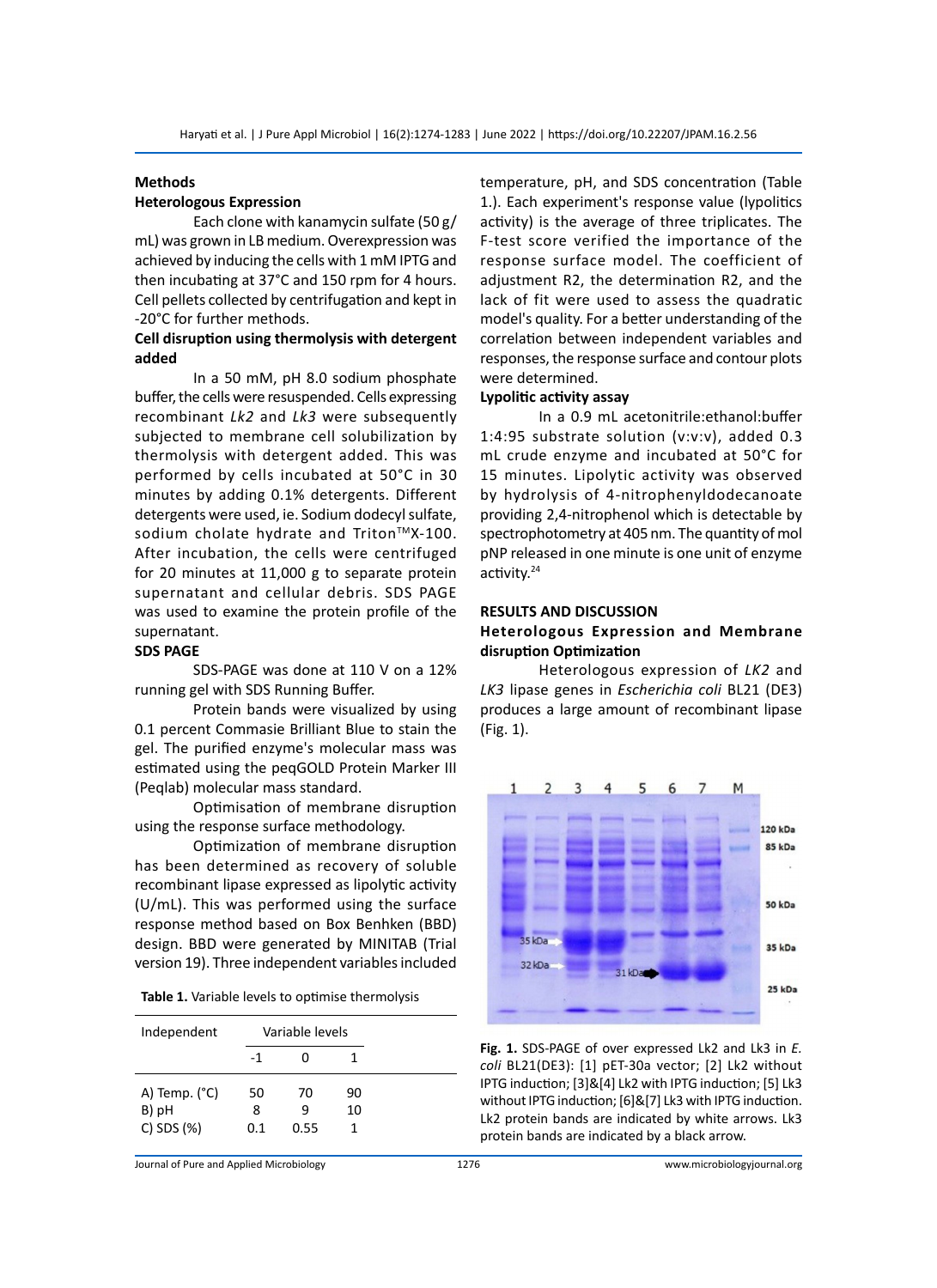## Methods

### Heterologous Expression

Each clone with kanamycin sulfate (50 g/mL) was grown in LB medium. Overexpression was achieved by inducing the cells with 1 mM IPTG and then incubating at 37°C and 150 rpm for 4 hours. Cell pellets collected by centrifugation and kept in -20°C for further methods.

### Cell disruption using thermolysis with detergent added

In a 50 mM, pH 8.0 sodium phosphate buffer, the cells were resuspended. Cells expressing recombinant *Lk2* and *Lk3* were subsequently subjected to membrane cell solubilization by thermolysis with detergent added. This was performed by cells incubated at 50°C in 30 minutes by adding 0.1% detergents. Different detergents were used, ie. Sodium dodecyl sulfate, sodium cholate hydrate and Triton™X-100. After incubation, the cells were centrifuged for 20 minutes at 11,000 g to separate protein supernatant and cellular debris. SDS PAGE was used to examine the protein profile of the supernatant.

### SDS PAGE

SDS-PAGE was done at 110 V on a 12% running gel with SDS Running Buffer.

Protein bands were visualized by using 0.1 percent Commasie Brilliant Blue to stain the gel. The purified enzyme's molecular mass was estimated using the peqGOLD Protein Marker III (Peqlab) molecular mass standard.

Optimisation of membrane disruption using the response surface methodology.

Optimization of membrane disruption has been determined as recovery of soluble recombinant lipase expressed as lipolytic activity (U/mL). This was performed using the surface response method based on Box Benhken (BBD) design. BBD were generated by MINITAB (Trial version 19). Three independent variables included temperature, pH, and SDS concentration (Table 1.). Each experiment's response value (lypolitics activity) is the average of three triplicates. The F-test score verified the importance of the response surface model. The coefficient of adjustment R2, the determination R2, and the lack of fit were used to assess the quadratic model's quality. For a better understanding of the correlation between independent variables and responses, the response surface and contour plots were determined.

**Table 1.** Variable levels to optimise thermolysis

| Independent | Variable levels | | |
|---|---|---|---|
| | -1 | 0 | 1 |
| A) Temp. (°C) | 50 | 70 | 90 |
| B) pH | 8 | 9 | 10 |
| C) SDS (%) | 0.1 | 0.55 | 1 |

### Lypolitic activity assay

In a 0.9 mL acetonitrile:ethanol:buffer 1:4:95 substrate solution (v:v:v), added 0.3 mL crude enzyme and incubated at 50°C for 15 minutes. Lipolytic activity was observed by hydrolysis of 4-nitrophenyldodecanoate providing 2,4-nitrophenol which is detectable by spectrophotometry at 405 nm. The quantity of mol pNP released in one minute is one unit of enzyme activity.[24]

## RESULTS AND DISCUSSION

### Heterologous Expression and Membrane disruption Optimization

Heterologous expression of *LK2* and *LK3* lipase genes in *Escherichia coli* BL21 (DE3) produces a large amount of recombinant lipase (Fig. 1).

**Fig. 1.** SDS-PAGE of over expressed Lk2 and Lk3 in *E. coli* BL21(DE3): [1] pET-30a vector; [2] Lk2 without IPTG induction; [3]&[4] Lk2 with IPTG induction; [5] Lk3 without IPTG induction; [6]&[7] Lk3 with IPTG induction. Lk2 protein bands are indicated by white arrows. Lk3 protein bands are indicated by a black arrow.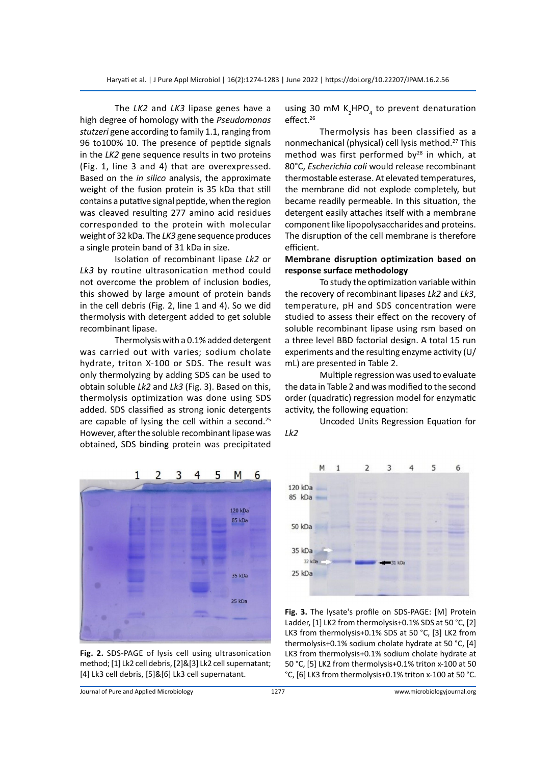The *LK2* and *LK3* lipase genes have a high degree of homology with the *Pseudomonas stutzeri* gene according to family 1.1, ranging from 96 to100% 10. The presence of peptide signals in the *LK2* gene sequence results in two proteins (Fig. 1, line 3 and 4) that are overexpressed. Based on the *in silico* analysis, the approximate weight of the fusion protein is 35 kDa that still contains a putative signal peptide, when the region was cleaved resulting 277 amino acid residues corresponded to the protein with molecular weight of 32 kDa. The *LK3* gene sequence produces a single protein band of 31 kDa in size.

Isolation of recombinant lipase *Lk2* or *Lk3* by routine ultrasonication method could not overcome the problem of inclusion bodies, this showed by large amount of protein bands in the cell debris (Fig. 2, line 1 and 4). So we did thermolysis with detergent added to get soluble recombinant lipase.

Thermolysis with a 0.1% added detergent was carried out with varies; sodium cholate hydrate, triton X-100 or SDS. The result was only thermolyzing by adding SDS can be used to obtain soluble *Lk2* and *Lk3* (Fig. 3). Based on this, thermolysis optimization was done using SDS added. SDS classified as strong ionic detergents are capable of lysing the cell within a second.[25] However, after the soluble recombinant lipase was obtained, SDS binding protein was precipitated using 30 mM $K_2HPO_4$ to prevent denaturation effect.[26]

Thermolysis has been classified as a nonmechanical (physical) cell lysis method.[27] This method was first performed by[28] in which, at 80°C, *Escherichia coli* would release recombinant thermostable esterase. At elevated temperatures, the membrane did not explode completely, but became readily permeable. In this situation, the detergent easily attaches itself with a membrane component like lipopolysaccharides and proteins. The disruption of the cell membrane is therefore efficient.

**Membrane disruption optimization based on response surface methodology**

To study the optimization variable within the recovery of recombinant lipases *Lk2* and *Lk3*, temperature, pH and SDS concentration were studied to assess their effect on the recovery of soluble recombinant lipase using rsm based on a three level BBD factorial design. A total 15 run experiments and the resulting enzyme activity (U/mL) are presented in Table 2.

Multiple regression was used to evaluate the data in Table 2 and was modified to the second order (quadratic) regression model for enzymatic activity, the following equation:

Uncoded Units Regression Equation for *Lk2*

**Fig. 2.** SDS-PAGE of lysis cell using ultrasonication method; [1] Lk2 cell debris, [2]&[3] Lk2 cell supernatant; [4] Lk3 cell debris, [5]&[6] Lk3 cell supernatant.

**Fig. 3.** The lysate's profile on SDS-PAGE: [M] Protein Ladder, [1] LK2 from thermolysis+0.1% SDS at 50 °C, [2] LK3 from thermolysis+0.1% SDS at 50 °C, [3] LK2 from thermolysis+0.1% sodium cholate hydrate at 50 °C, [4] LK3 from thermolysis+0.1% sodium cholate hydrate at 50 °C, [5] LK2 from thermolysis+0.1% triton x-100 at 50 °C, [6] LK3 from thermolysis+0.1% triton x-100 at 50 °C.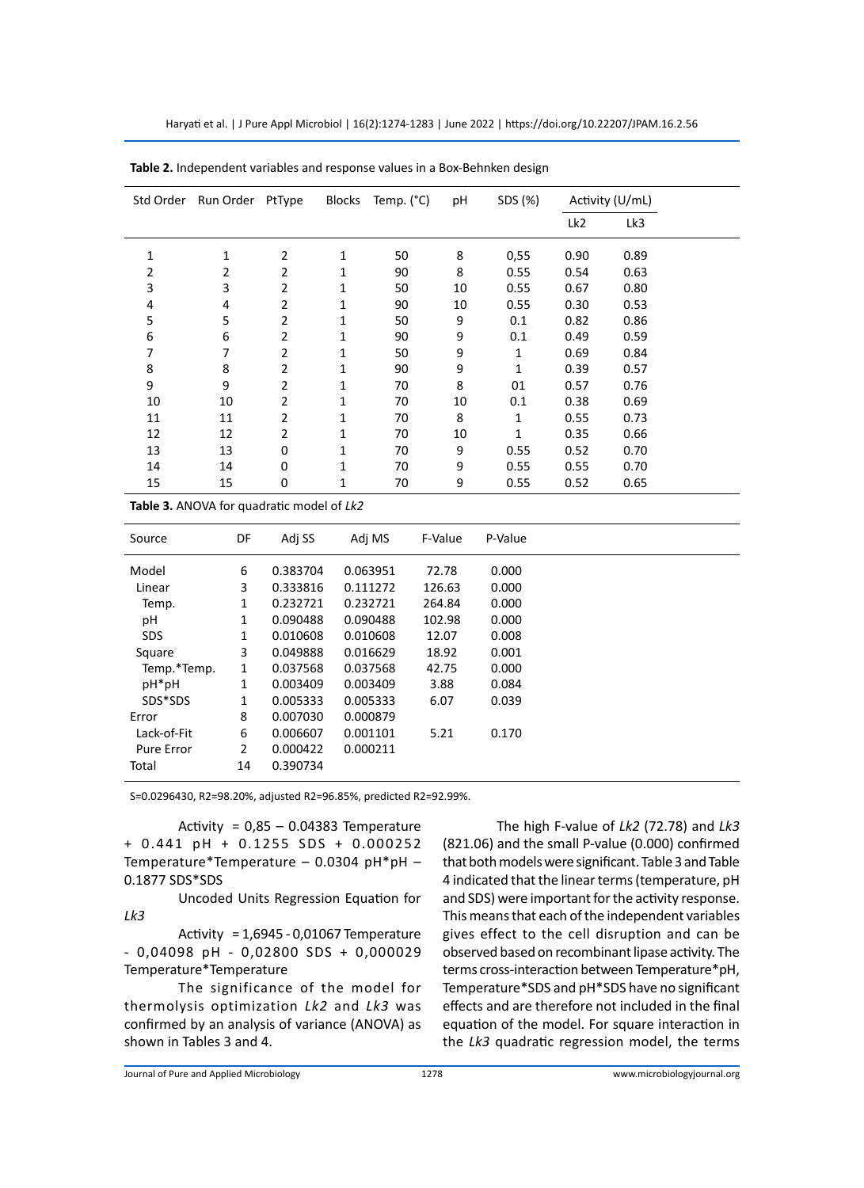**Table 2.** Independent variables and response values in a Box-Behnken design

| Std Order | Run Order | PtType | Blocks | Temp. (°C) | pH | SDS (%) | Activity (U/mL) | |
|---|---|---|---|---|---|---|---|---|
| | | | | | | | Lk2 | Lk3 |
| 1 | 1 | 2 | 1 | 50 | 8 | 0,55 | 0.90 | 0.89 |
| 2 | 2 | 2 | 1 | 90 | 8 | 0.55 | 0.54 | 0.63 |
| 3 | 3 | 2 | 1 | 50 | 10 | 0.55 | 0.67 | 0.80 |
| 4 | 4 | 2 | 1 | 90 | 10 | 0.55 | 0.30 | 0.53 |
| 5 | 5 | 2 | 1 | 50 | 9 | 0.1 | 0.82 | 0.86 |
| 6 | 6 | 2 | 1 | 90 | 9 | 0.1 | 0.49 | 0.59 |
| 7 | 7 | 2 | 1 | 50 | 9 | 1 | 0.69 | 0.84 |
| 8 | 8 | 2 | 1 | 90 | 9 | 1 | 0.39 | 0.57 |
| 9 | 9 | 2 | 1 | 70 | 8 | 01 | 0.57 | 0.76 |
| 10 | 10 | 2 | 1 | 70 | 10 | 0.1 | 0.38 | 0.69 |
| 11 | 11 | 2 | 1 | 70 | 8 | 1 | 0.55 | 0.73 |
| 12 | 12 | 2 | 1 | 70 | 10 | 1 | 0.35 | 0.66 |
| 13 | 13 | 0 | 1 | 70 | 9 | 0.55 | 0.52 | 0.70 |
| 14 | 14 | 0 | 1 | 70 | 9 | 0.55 | 0.55 | 0.70 |
| 15 | 15 | 0 | 1 | 70 | 9 | 0.55 | 0.52 | 0.65 |

**Table 3.** ANOVA for quadratic model of *Lk2*

| Source | DF | Adj SS | Adj MS | F-Value | P-Value |
|---|---|---|---|---|---|
| Model | 6 | 0.383704 | 0.063951 | 72.78 | 0.000 |
| Linear | 3 | 0.333816 | 0.111272 | 126.63 | 0.000 |
| Temp. | 1 | 0.232721 | 0.232721 | 264.84 | 0.000 |
| pH | 1 | 0.090488 | 0.090488 | 102.98 | 0.000 |
| SDS | 1 | 0.010608 | 0.010608 | 12.07 | 0.008 |
| Square | 3 | 0.049888 | 0.016629 | 18.92 | 0.001 |
| Temp.*Temp. | 1 | 0.037568 | 0.037568 | 42.75 | 0.000 |
| pH*pH | 1 | 0.003409 | 0.003409 | 3.88 | 0.084 |
| SDS*SDS | 1 | 0.005333 | 0.005333 | 6.07 | 0.039 |
| Error | 8 | 0.007030 | 0.000879 | | |
| Lack-of-Fit | 6 | 0.006607 | 0.001101 | 5.21 | 0.170 |
| Pure Error | 2 | 0.000422 | 0.000211 | | |
| Total | 14 | 0.390734 | | | |

S=0.0296430, R2=98.20%, adjusted R2=96.85%, predicted R2=92.99%.

Activity = 0,85 – 0.04383 Temperature + 0.441 pH + 0.1255 SDS + 0.000252 Temperature*Temperature – 0.0304 pH*pH – 0.1877 SDS*SDS

Uncoded Units Regression Equation for *Lk3*

Activity = 1,6945 - 0,01067 Temperature - 0,04098 pH - 0,02800 SDS + 0,000029 Temperature*Temperature

The significance of the model for thermolysis optimization *Lk2* and *Lk3* was confirmed by an analysis of variance (ANOVA) as shown in Tables 3 and 4.

The high F-value of *Lk2* (72.78) and *Lk3* (821.06) and the small P-value (0.000) confirmed that both models were significant. Table 3 and Table 4 indicated that the linear terms (temperature, pH and SDS) were important for the activity response. This means that each of the independent variables gives effect to the cell disruption and can be observed based on recombinant lipase activity. The terms cross-interaction between Temperature*pH, Temperature*SDS and pH*SDS have no significant effects and are therefore not included in the final equation of the model. For square interaction in the *Lk3* quadratic regression model, the terms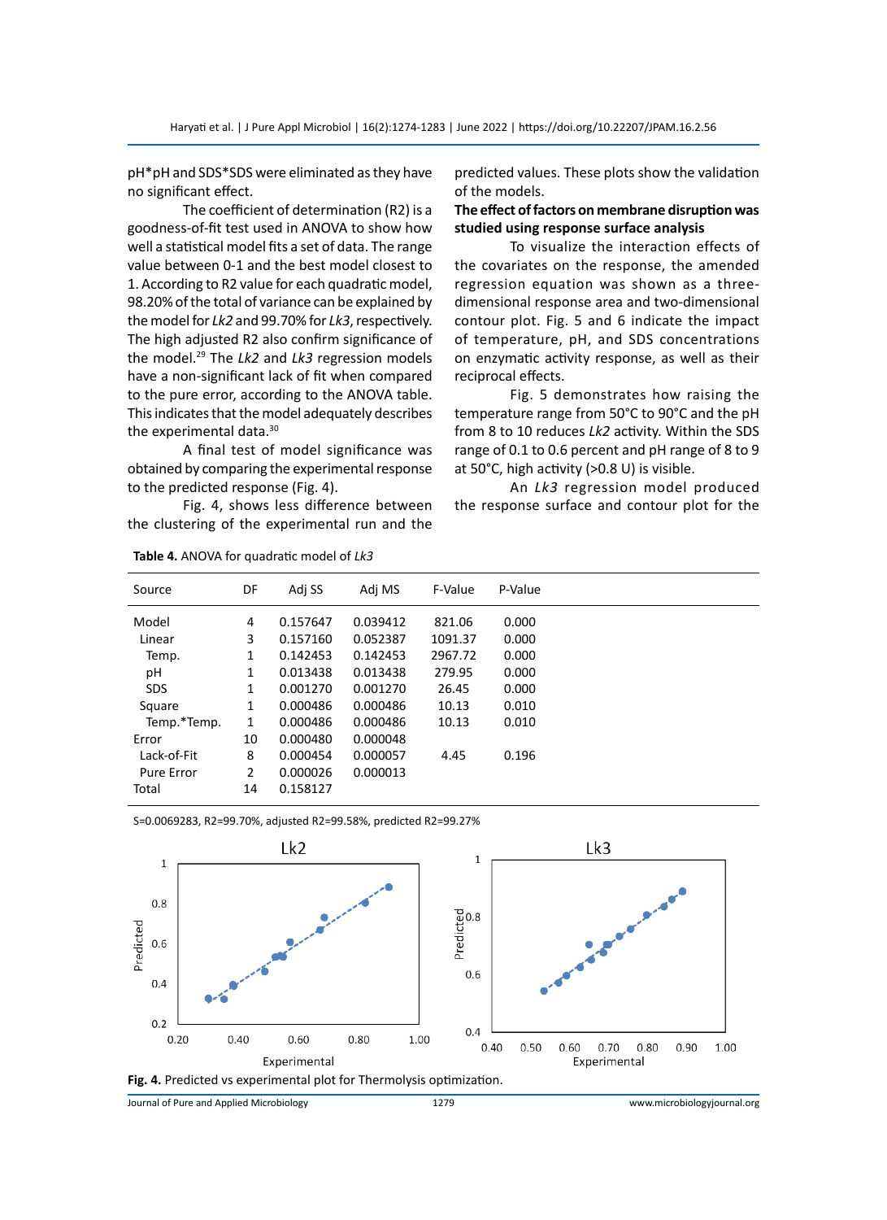pH*pH and SDS*SDS were eliminated as they have no significant effect.

The coefficient of determination (R2) is a goodness-of-fit test used in ANOVA to show how well a statistical model fits a set of data. The range value between 0-1 and the best model closest to 1. According to R2 value for each quadratic model, 98.20% of the total of variance can be explained by the model for *Lk2* and 99.70% for *Lk3*, respectively. The high adjusted R2 also confirm significance of the model.[29] The *Lk2* and *Lk3* regression models have a non-significant lack of fit when compared to the pure error, according to the ANOVA table. This indicates that the model adequately describes the experimental data.[30]

A final test of model significance was obtained by comparing the experimental response to the predicted response (Fig. 4).

Fig. 4, shows less difference between the clustering of the experimental run and the predicted values. These plots show the validation of the models.

**The effect of factors on membrane disruption was studied using response surface analysis**

To visualize the interaction effects of the covariates on the response, the amended regression equation was shown as a three-dimensional response area and two-dimensional contour plot. Fig. 5 and 6 indicate the impact of temperature, pH, and SDS concentrations on enzymatic activity response, as well as their reciprocal effects.

Fig. 5 demonstrates how raising the temperature range from 50°C to 90°C and the pH from 8 to 10 reduces *Lk2* activity. Within the SDS range of 0.1 to 0.6 percent and pH range of 8 to 9 at 50°C, high activity (>0.8 U) is visible.

An *Lk3* regression model produced the response surface and contour plot for the

**Table 4.** ANOVA for quadratic model of *Lk3*

| Source | DF | Adj SS | Adj MS | F-Value | P-Value |
|---|---|---|---|---|---|
| Model | 4 | 0.157647 | 0.039412 | 821.06 | 0.000 |
| Linear | 3 | 0.157160 | 0.052387 | 1091.37 | 0.000 |
| Temp. | 1 | 0.142453 | 0.142453 | 2967.72 | 0.000 |
| pH | 1 | 0.013438 | 0.013438 | 279.95 | 0.000 |
| SDS | 1 | 0.001270 | 0.001270 | 26.45 | 0.000 |
| Square | 1 | 0.000486 | 0.000486 | 10.13 | 0.010 |
| Temp.*Temp. | 1 | 0.000486 | 0.000486 | 10.13 | 0.010 |
| Error | 10 | 0.000480 | 0.000048 | | |
| Lack-of-Fit | 8 | 0.000454 | 0.000057 | 4.45 | 0.196 |
| Pure Error | 2 | 0.000026 | 0.000013 | | |
| Total | 14 | 0.158127 | | | |

S=0.0069283, R2=99.70%, adjusted R2=99.58%, predicted R2=99.27%

**Fig. 4.** Predicted vs experimental plot for Thermolysis optimization.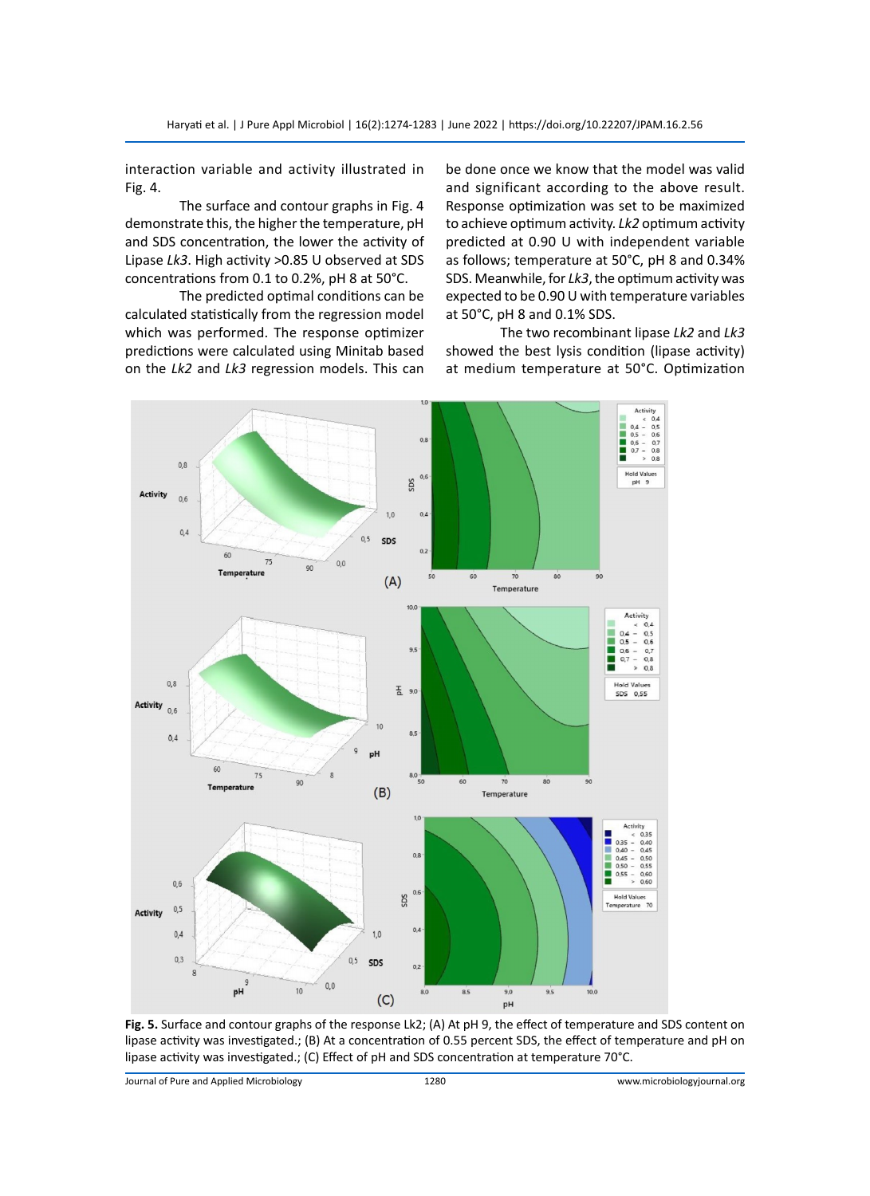interaction variable and activity illustrated in Fig. 4.

The surface and contour graphs in Fig. 4 demonstrate this, the higher the temperature, pH and SDS concentration, the lower the activity of Lipase *Lk3*. High activity >0.85 U observed at SDS concentrations from 0.1 to 0.2%, pH 8 at 50°C.

The predicted optimal conditions can be calculated statistically from the regression model which was performed. The response optimizer predictions were calculated using Minitab based on the *Lk2* and *Lk3* regression models. This can be done once we know that the model was valid and significant according to the above result. Response optimization was set to be maximized to achieve optimum activity. *Lk2* optimum activity predicted at 0.90 U with independent variable as follows; temperature at 50°C, pH 8 and 0.34% SDS. Meanwhile, for *Lk3*, the optimum activity was expected to be 0.90 U with temperature variables at 50°C, pH 8 and 0.1% SDS.

The two recombinant lipase *Lk2* and *Lk3* showed the best lysis condition (lipase activity) at medium temperature at 50°C. Optimization

**Fig. 5.** Surface and contour graphs of the response Lk2; (A) At pH 9, the effect of temperature and SDS content on lipase activity was investigated.; (B) At a concentration of 0.55 percent SDS, the effect of temperature and pH on lipase activity was investigated.; (C) Effect of pH and SDS concentration at temperature 70°C.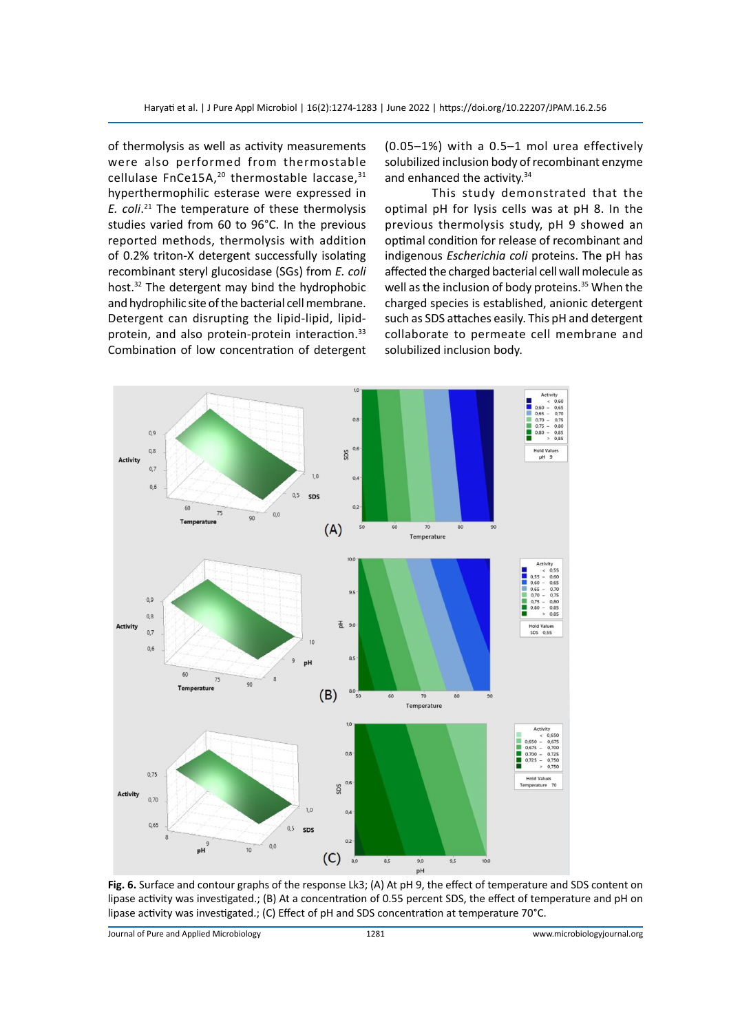of thermolysis as well as activity measurements were also performed from thermostable cellulase FnCe15A,[20] thermostable laccase,[31] hyperthermophilic esterase were expressed in *E. coli*.[21] The temperature of these thermolysis studies varied from 60 to 96°C. In the previous reported methods, thermolysis with addition of 0.2% triton-X detergent successfully isolating recombinant steryl glucosidase (SGs) from *E. coli* host.[32] The detergent may bind the hydrophobic and hydrophilic site of the bacterial cell membrane. Detergent can disrupting the lipid-lipid, lipid-protein, and also protein-protein interaction.[33] Combination of low concentration of detergent (0.05–1%) with a 0.5–1 mol urea effectively solubilized inclusion body of recombinant enzyme and enhanced the activity.[34]

This study demonstrated that the optimal pH for lysis cells was at pH 8. In the previous thermolysis study, pH 9 showed an optimal condition for release of recombinant and indigenous *Escherichia coli* proteins. The pH has affected the charged bacterial cell wall molecule as well as the inclusion of body proteins.[35] When the charged species is established, anionic detergent such as SDS attaches easily. This pH and detergent collaborate to permeate cell membrane and solubilized inclusion body.

**Fig. 6.** Surface and contour graphs of the response Lk3; (A) At pH 9, the effect of temperature and SDS content on lipase activity was investigated.; (B) At a concentration of 0.55 percent SDS, the effect of temperature and pH on lipase activity was investigated.; (C) Effect of pH and SDS concentration at temperature 70°C.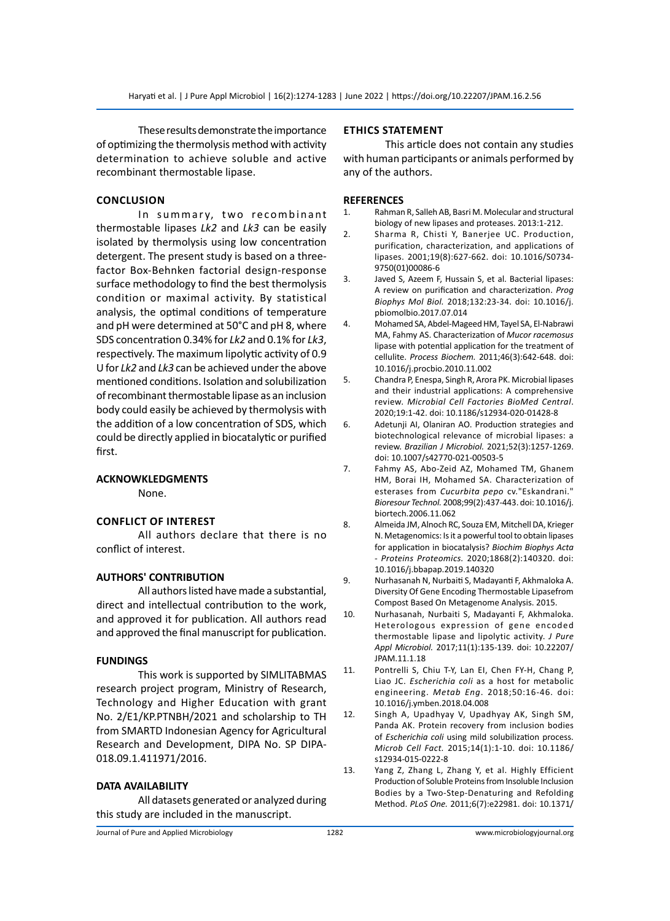These results demonstrate the importance of optimizing the thermolysis method with activity determination to achieve soluble and active recombinant thermostable lipase.

## CONCLUSION

In summary, two recombinant thermostable lipases *Lk2* and *Lk3* can be easily isolated by thermolysis using low concentration detergent. The present study is based on a three-factor Box-Behnken factorial design-response surface methodology to find the best thermolysis condition or maximal activity. By statistical analysis, the optimal conditions of temperature and pH were determined at 50°C and pH 8, where SDS concentration 0.34% for *Lk2* and 0.1% for *Lk3*, respectively. The maximum lipolytic activity of 0.9 U for *Lk2* and *Lk3* can be achieved under the above mentioned conditions. Isolation and solubilization of recombinant thermostable lipase as an inclusion body could easily be achieved by thermolysis with the addition of a low concentration of SDS, which could be directly applied in biocatalytic or purified first.

## ACKNOWLEDGMENTS

None.

## CONFLICT OF INTEREST

All authors declare that there is no conflict of interest.

## AUTHORS' CONTRIBUTION

All authors listed have made a substantial, direct and intellectual contribution to the work, and approved it for publication. All authors read and approved the final manuscript for publication.

## FUNDINGS

This work is supported by SIMLITABMAS research project program, Ministry of Research, Technology and Higher Education with grant No. 2/E1/KP.PTNBH/2021 and scholarship to TH from SMARTD Indonesian Agency for Agricultural Research and Development, DIPA No. SP DIPA-018.09.1.411971/2016.

## DATA AVAILABILITY

All datasets generated or analyzed during this study are included in the manuscript.

## ETHICS STATEMENT

This article does not contain any studies with human participants or animals performed by any of the authors.

## REFERENCES

1. Rahman R, Salleh AB, Basri M. Molecular and structural biology of new lipases and proteases. 2013:1-212.
2. Sharma R, Chisti Y, Banerjee UC. Production, purification, characterization, and applications of lipases. 2001;19(8):627-662. doi: 10.1016/S0734-9750(01)00086-6
3. Javed S, Azeem F, Hussain S, et al. Bacterial lipases: A review on purification and characterization. *Prog Biophys Mol Biol.* 2018;132:23-34. doi: 10.1016/j.pbiomolbio.2017.07.014
4. Mohamed SA, Abdel-Mageed HM, Tayel SA, El-Nabrawi MA, Fahmy AS. Characterization of *Mucor racemosus* lipase with potential application for the treatment of cellulite. *Process Biochem.* 2011;46(3):642-648. doi: 10.1016/j.procbio.2010.11.002
5. Chandra P, Enespa, Singh R, Arora PK. Microbial lipases and their industrial applications: A comprehensive review. *Microbial Cell Factories BioMed Central*. 2020;19:1-42. doi: 10.1186/s12934-020-01428-8
6. Adetunji AI, Olaniran AO. Production strategies and biotechnological relevance of microbial lipases: a review. *Brazilian J Microbiol.* 2021;52(3):1257-1269. doi: 10.1007/s42770-021-00503-5
7. Fahmy AS, Abo-Zeid AZ, Mohamed TM, Ghanem HM, Borai IH, Mohamed SA. Characterization of esterases from *Cucurbita pepo* cv."Eskandrani." *Bioresour Technol.* 2008;99(2):437-443. doi: 10.1016/j.biortech.2006.11.062
8. Almeida JM, Alnoch RC, Souza EM, Mitchell DA, Krieger N. Metagenomics: Is it a powerful tool to obtain lipases for application in biocatalysis? *Biochim Biophys Acta - Proteins Proteomics.* 2020;1868(2):140320. doi: 10.1016/j.bbapap.2019.140320
9. Nurhasanah N, Nurbaiti S, Madayanti F, Akhmaloka A. Diversity Of Gene Encoding Thermostable Lipasefrom Compost Based On Metagenome Analysis. 2015.
10. Nurhasanah, Nurbaiti S, Madayanti F, Akhmaloka. Heterologous expression of gene encoded thermostable lipase and lipolytic activity. *J Pure Appl Microbiol.* 2017;11(1):135-139. doi: 10.22207/JPAM.11.1.18
11. Pontrelli S, Chiu T-Y, Lan EI, Chen FY-H, Chang P, Liao JC. *Escherichia coli* as a host for metabolic engineering. *Metab Eng*. 2018;50:16-46. doi: 10.1016/j.ymben.2018.04.008
12. Singh A, Upadhyay V, Upadhyay AK, Singh SM, Panda AK. Protein recovery from inclusion bodies of *Escherichia coli* using mild solubilization process. *Microb Cell Fact.* 2015;14(1):1-10. doi: 10.1186/s12934-015-0222-8
13. Yang Z, Zhang L, Zhang Y, et al. Highly Efficient Production of Soluble Proteins from Insoluble Inclusion Bodies by a Two-Step-Denaturing and Refolding Method. *PLoS One.* 2011;6(7):e22981. doi: 10.1371/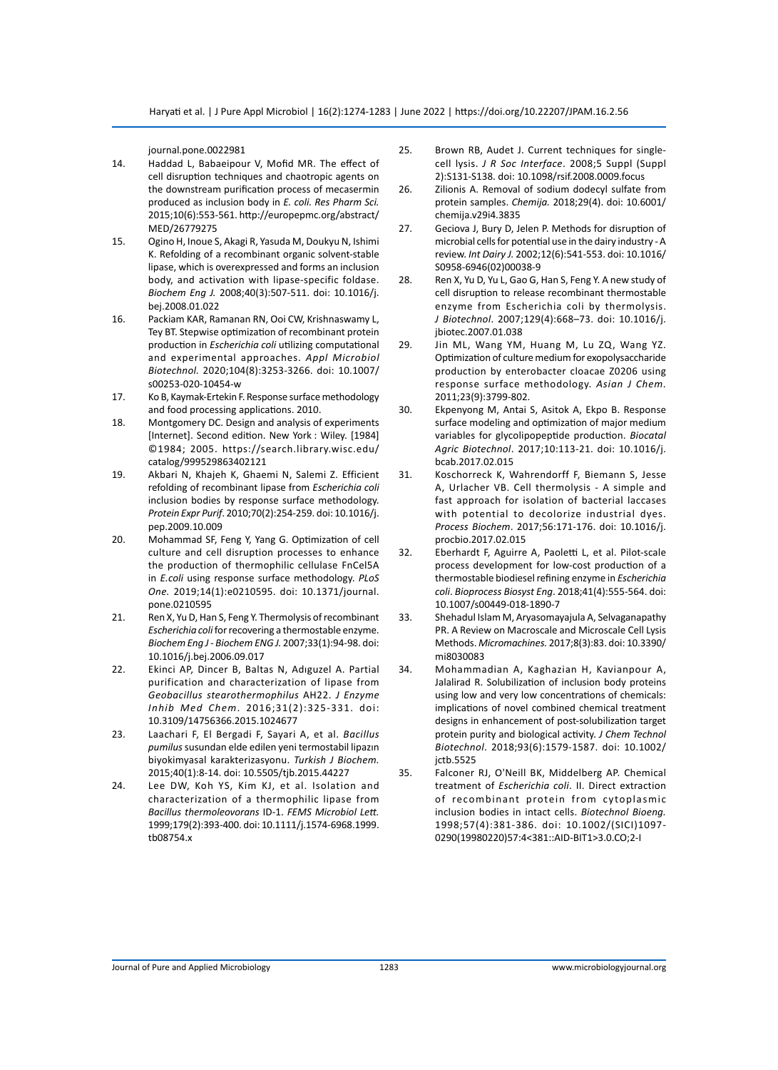journal.pone.0022981

14. Haddad L, Babaeipour V, Mofid MR. The effect of cell disruption techniques and chaotropic agents on the downstream purification process of mecasermin produced as inclusion body in *E. coli*. *Res Pharm Sci.* 2015;10(6):553-561. http://europepmc.org/abstract/MED/26779275
15. Ogino H, Inoue S, Akagi R, Yasuda M, Doukyu N, Ishimi K. Refolding of a recombinant organic solvent-stable lipase, which is overexpressed and forms an inclusion body, and activation with lipase-specific foldase. *Biochem Eng J.* 2008;40(3):507-511. doi: 10.1016/j.bej.2008.01.022
16. Packiam KAR, Ramanan RN, Ooi CW, Krishnaswamy L, Tey BT. Stepwise optimization of recombinant protein production in *Escherichia coli* utilizing computational and experimental approaches. *Appl Microbiol Biotechnol.* 2020;104(8):3253-3266. doi: 10.1007/s00253-020-10454-w
17. Ko B, Kaymak-Ertekin F. Response surface methodology and food processing applications. 2010.
18. Montgomery DC. Design and analysis of experiments [Internet]. Second edition. New York : Wiley. [1984] ©1984; 2005. https://search.library.wisc.edu/catalog/999529863402121
19. Akbari N, Khajeh K, Ghaemi N, Salemi Z. Efficient refolding of recombinant lipase from *Escherichia coli* inclusion bodies by response surface methodology. *Protein Expr Purif*. 2010;70(2):254-259. doi: 10.1016/j.pep.2009.10.009
20. Mohammad SF, Feng Y, Yang G. Optimization of cell culture and cell disruption processes to enhance the production of thermophilic cellulase FnCel5A in *E.coli* using response surface methodology. *PLoS One.* 2019;14(1):e0210595. doi: 10.1371/journal.pone.0210595
21. Ren X, Yu D, Han S, Feng Y. Thermolysis of recombinant *Escherichia coli* for recovering a thermostable enzyme. *Biochem Eng J - Biochem ENG J.* 2007;33(1):94-98. doi: 10.1016/j.bej.2006.09.017
22. Ekinci AP, Dincer B, Baltas N, Adıguzel A. Partial purification and characterization of lipase from *Geobacillus stearothermophilus* AH22. *J Enzyme Inhib Med Chem*. 2016;31(2):325-331. doi: 10.3109/14756366.2015.1024677
23. Laachari F, El Bergadi F, Sayari A, et al. *Bacillus pumilus* susundan elde edilen yeni termostabil lipazın biyokimyasal karakterizasyonu. *Turkish J Biochem.* 2015;40(1):8-14. doi: 10.5505/tjb.2015.44227
24. Lee DW, Koh YS, Kim KJ, et al. Isolation and characterization of a thermophilic lipase from *Bacillus thermoleovorans* ID-1. *FEMS Microbiol Lett.* 1999;179(2):393-400. doi: 10.1111/j.1574-6968.1999.tb08754.x
25. Brown RB, Audet J. Current techniques for single-cell lysis. *J R Soc Interface*. 2008;5 Suppl (Suppl 2):S131-S138. doi: 10.1098/rsif.2008.0009.focus
26. Zilionis A. Removal of sodium dodecyl sulfate from protein samples. *Chemija.* 2018;29(4). doi: 10.6001/chemija.v29i4.3835
27. Geciova J, Bury D, Jelen P. Methods for disruption of microbial cells for potential use in the dairy industry - A review. *Int Dairy J.* 2002;12(6):541-553. doi: 10.1016/S0958-6946(02)00038-9
28. Ren X, Yu D, Yu L, Gao G, Han S, Feng Y. A new study of cell disruption to release recombinant thermostable enzyme from Escherichia coli by thermolysis. *J Biotechnol*. 2007;129(4):668–73. doi: 10.1016/j.jbiotec.2007.01.038
29. Jin ML, Wang YM, Huang M, Lu ZQ, Wang YZ. Optimization of culture medium for exopolysaccharide production by enterobacter cloacae Z0206 using response surface methodology. *Asian J Chem*. 2011;23(9):3799-802.
30. Ekpenyong M, Antai S, Asitok A, Ekpo B. Response surface modeling and optimization of major medium variables for glycolipopeptide production. *Biocatal Agric Biotechnol*. 2017;10:113-21. doi: 10.1016/j.bcab.2017.02.015
31. Koschorreck K, Wahrendorff F, Biemann S, Jesse A, Urlacher VB. Cell thermolysis - A simple and fast approach for isolation of bacterial laccases with potential to decolorize industrial dyes. *Process Biochem*. 2017;56:171-176. doi: 10.1016/j.procbio.2017.02.015
32. Eberhardt F, Aguirre A, Paoletti L, et al. Pilot-scale process development for low-cost production of a thermostable biodiesel refining enzyme in *Escherichia coli*. *Bioprocess Biosyst Eng*. 2018;41(4):555-564. doi: 10.1007/s00449-018-1890-7
33. Shehadul Islam M, Aryasomayajula A, Selvaganapathy PR. A Review on Macroscale and Microscale Cell Lysis Methods. *Micromachines.* 2017;8(3):83. doi: 10.3390/mi8030083
34. Mohammadian A, Kaghazian H, Kavianpour A, Jalalirad R. Solubilization of inclusion body proteins using low and very low concentrations of chemicals: implications of novel combined chemical treatment designs in enhancement of post-solubilization target protein purity and biological activity. *J Chem Technol Biotechnol*. 2018;93(6):1579-1587. doi: 10.1002/jctb.5525
35. Falconer RJ, O'Neill BK, Middelberg AP. Chemical treatment of *Escherichia coli*. II. Direct extraction of recombinant protein from cytoplasmic inclusion bodies in intact cells. *Biotechnol Bioeng.* 1998;57(4):381-386. doi: 10.1002/(SICI)1097-0290(19980220)57:4<381::AID-BIT1>3.0.CO;2-I